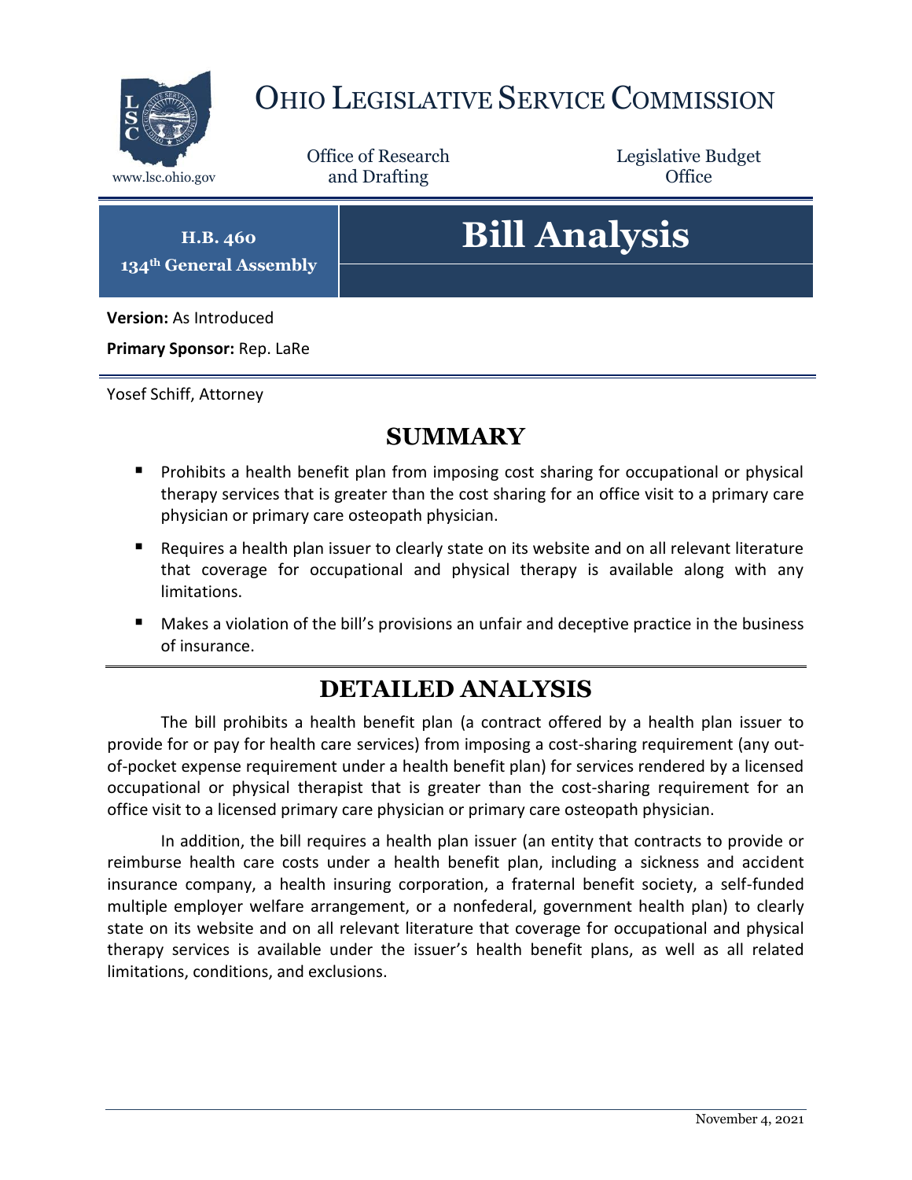# OHIO LEGISLATIVE SERVICE COMMISSION

www.lsc.ohio.gov

Office of Research and Drafting

Legislative Budget Office

**H.B. 460**
**134th General Assembly**

# Bill Analysis

**Version:** As Introduced

**Primary Sponsor:** Rep. LaRe

Yosef Schiff, Attorney

## SUMMARY

- Prohibits a health benefit plan from imposing cost sharing for occupational or physical therapy services that is greater than the cost sharing for an office visit to a primary care physician or primary care osteopath physician.
- Requires a health plan issuer to clearly state on its website and on all relevant literature that coverage for occupational and physical therapy is available along with any limitations.
- Makes a violation of the bill's provisions an unfair and deceptive practice in the business of insurance.

## DETAILED ANALYSIS

The bill prohibits a health benefit plan (a contract offered by a health plan issuer to provide for or pay for health care services) from imposing a cost-sharing requirement (any out-of-pocket expense requirement under a health benefit plan) for services rendered by a licensed occupational or physical therapist that is greater than the cost-sharing requirement for an office visit to a licensed primary care physician or primary care osteopath physician.

In addition, the bill requires a health plan issuer (an entity that contracts to provide or reimburse health care costs under a health benefit plan, including a sickness and accident insurance company, a health insuring corporation, a fraternal benefit society, a self-funded multiple employer welfare arrangement, or a nonfederal, government health plan) to clearly state on its website and on all relevant literature that coverage for occupational and physical therapy services is available under the issuer's health benefit plans, as well as all related limitations, conditions, and exclusions.

November 4, 2021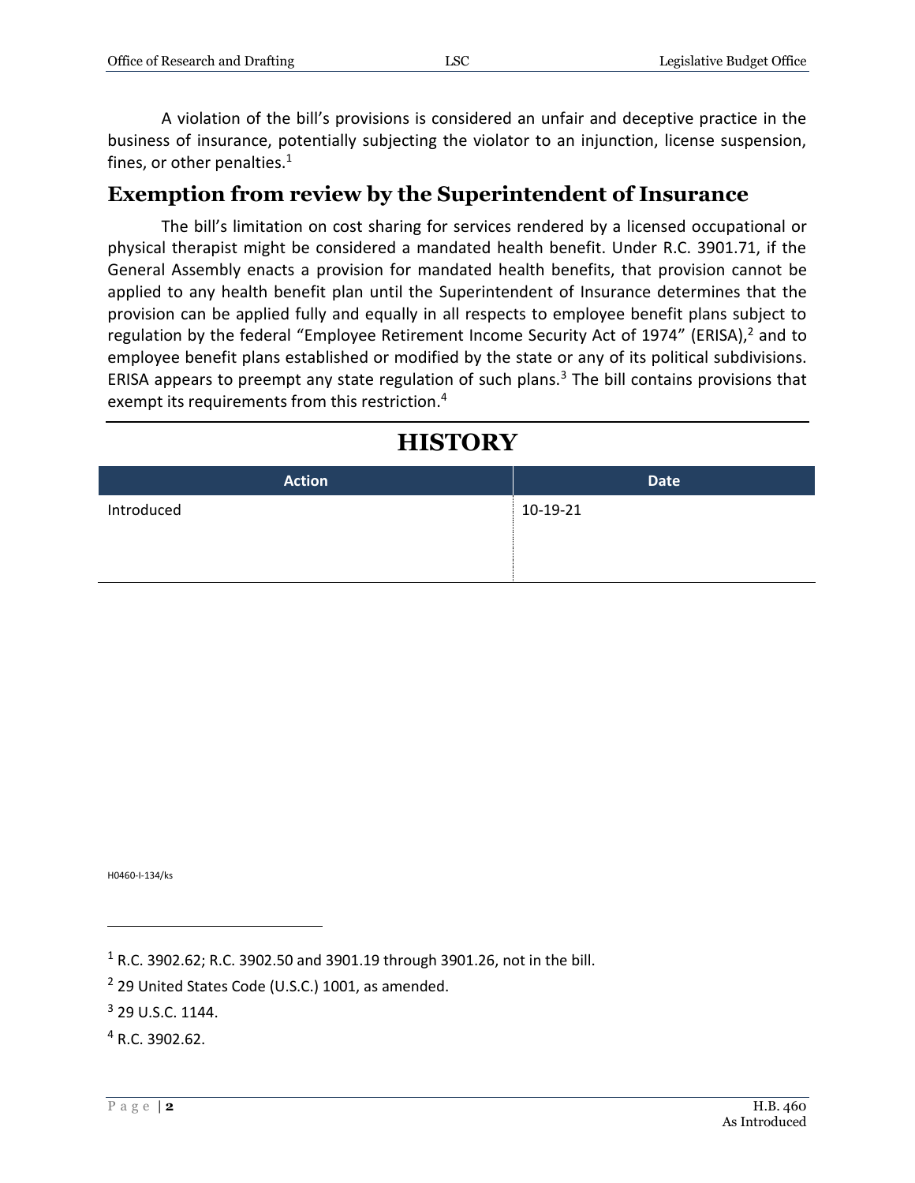A violation of the bill's provisions is considered an unfair and deceptive practice in the business of insurance, potentially subjecting the violator to an injunction, license suspension, fines, or other penalties.[1]

## Exemption from review by the Superintendent of Insurance

The bill's limitation on cost sharing for services rendered by a licensed occupational or physical therapist might be considered a mandated health benefit. Under R.C. 3901.71, if the General Assembly enacts a provision for mandated health benefits, that provision cannot be applied to any health benefit plan until the Superintendent of Insurance determines that the provision can be applied fully and equally in all respects to employee benefit plans subject to regulation by the federal "Employee Retirement Income Security Act of 1974" (ERISA),[2] and to employee benefit plans established or modified by the state or any of its political subdivisions. ERISA appears to preempt any state regulation of such plans.[3] The bill contains provisions that exempt its requirements from this restriction.[4]

# HISTORY

| Action | Date |
|---|---|
| Introduced | 10-19-21 |

H0460-I-134/ks

[1] R.C. 3902.62; R.C. 3902.50 and 3901.19 through 3901.26, not in the bill.

[2] 29 United States Code (U.S.C.) 1001, as amended.

[3] 29 U.S.C. 1144.

[4] R.C. 3902.62.